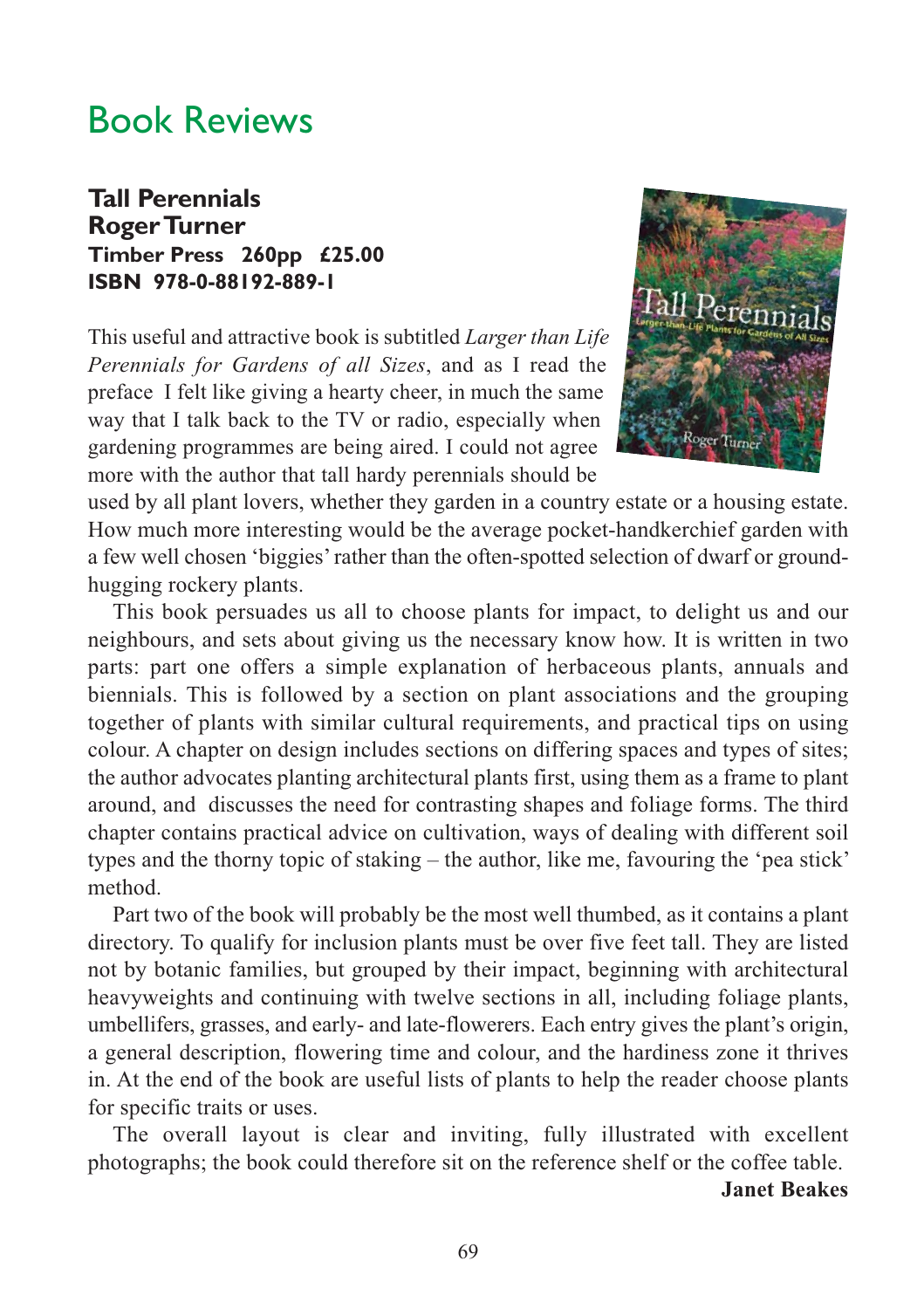# Book Reviews

## Tall Perennials
## Roger Turner

**Timber Press 260pp £25.00**
**ISBN 978-0-88192-889-1**

This useful and attractive book is subtitled *Larger than Life Perennials for Gardens of all Sizes*, and as I read the preface I felt like giving a hearty cheer, in much the same way that I talk back to the TV or radio, especially when gardening programmes are being aired. I could not agree more with the author that tall hardy perennials should be used by all plant lovers, whether they garden in a country estate or a housing estate. How much more interesting would be the average pocket-handkerchief garden with a few well chosen 'biggies' rather than the often-spotted selection of dwarf or ground-hugging rockery plants.

This book persuades us all to choose plants for impact, to delight us and our neighbours, and sets about giving us the necessary know how. It is written in two parts: part one offers a simple explanation of herbaceous plants, annuals and biennials. This is followed by a section on plant associations and the grouping together of plants with similar cultural requirements, and practical tips on using colour. A chapter on design includes sections on differing spaces and types of sites; the author advocates planting architectural plants first, using them as a frame to plant around, and discusses the need for contrasting shapes and foliage forms. The third chapter contains practical advice on cultivation, ways of dealing with different soil types and the thorny topic of staking – the author, like me, favouring the 'pea stick' method.

Part two of the book will probably be the most well thumbed, as it contains a plant directory. To qualify for inclusion plants must be over five feet tall. They are listed not by botanic families, but grouped by their impact, beginning with architectural heavyweights and continuing with twelve sections in all, including foliage plants, umbellifers, grasses, and early- and late-flowerers. Each entry gives the plant's origin, a general description, flowering time and colour, and the hardiness zone it thrives in. At the end of the book are useful lists of plants to help the reader choose plants for specific traits or uses.

The overall layout is clear and inviting, fully illustrated with excellent photographs; the book could therefore sit on the reference shelf or the coffee table.

**Janet Beakes**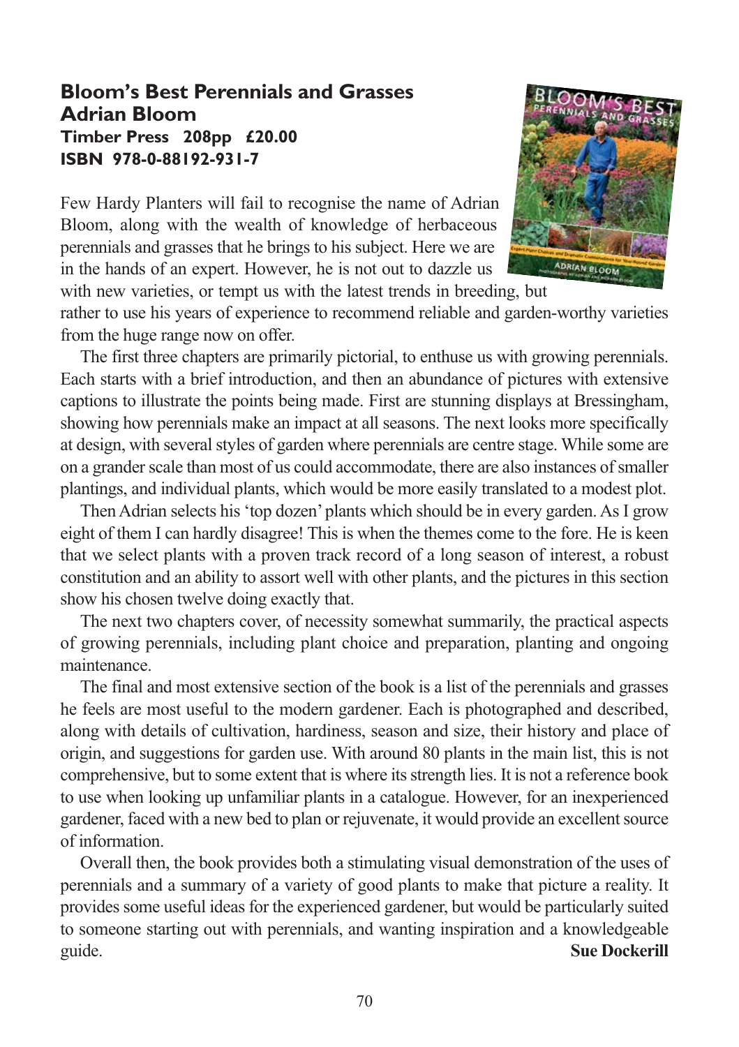## Bloom's Best Perennials and Grasses
## Adrian Bloom

**Timber Press 208pp £20.00**
**ISBN 978-0-88192-931-7**

Few Hardy Planters will fail to recognise the name of Adrian Bloom, along with the wealth of knowledge of herbaceous perennials and grasses that he brings to his subject. Here we are in the hands of an expert. However, he is not out to dazzle us with new varieties, or tempt us with the latest trends in breeding, but rather to use his years of experience to recommend reliable and garden-worthy varieties from the huge range now on offer.

The first three chapters are primarily pictorial, to enthuse us with growing perennials. Each starts with a brief introduction, and then an abundance of pictures with extensive captions to illustrate the points being made. First are stunning displays at Bressingham, showing how perennials make an impact at all seasons. The next looks more specifically at design, with several styles of garden where perennials are centre stage. While some are on a grander scale than most of us could accommodate, there are also instances of smaller plantings, and individual plants, which would be more easily translated to a modest plot.

Then Adrian selects his 'top dozen' plants which should be in every garden. As I grow eight of them I can hardly disagree! This is when the themes come to the fore. He is keen that we select plants with a proven track record of a long season of interest, a robust constitution and an ability to assort well with other plants, and the pictures in this section show his chosen twelve doing exactly that.

The next two chapters cover, of necessity somewhat summarily, the practical aspects of growing perennials, including plant choice and preparation, planting and ongoing maintenance.

The final and most extensive section of the book is a list of the perennials and grasses he feels are most useful to the modern gardener. Each is photographed and described, along with details of cultivation, hardiness, season and size, their history and place of origin, and suggestions for garden use. With around 80 plants in the main list, this is not comprehensive, but to some extent that is where its strength lies. It is not a reference book to use when looking up unfamiliar plants in a catalogue. However, for an inexperienced gardener, faced with a new bed to plan or rejuvenate, it would provide an excellent source of information.

Overall then, the book provides both a stimulating visual demonstration of the uses of perennials and a summary of a variety of good plants to make that picture a reality. It provides some useful ideas for the experienced gardener, but would be particularly suited to someone starting out with perennials, and wanting inspiration and a knowledgeable guide.

**Sue Dockerill**